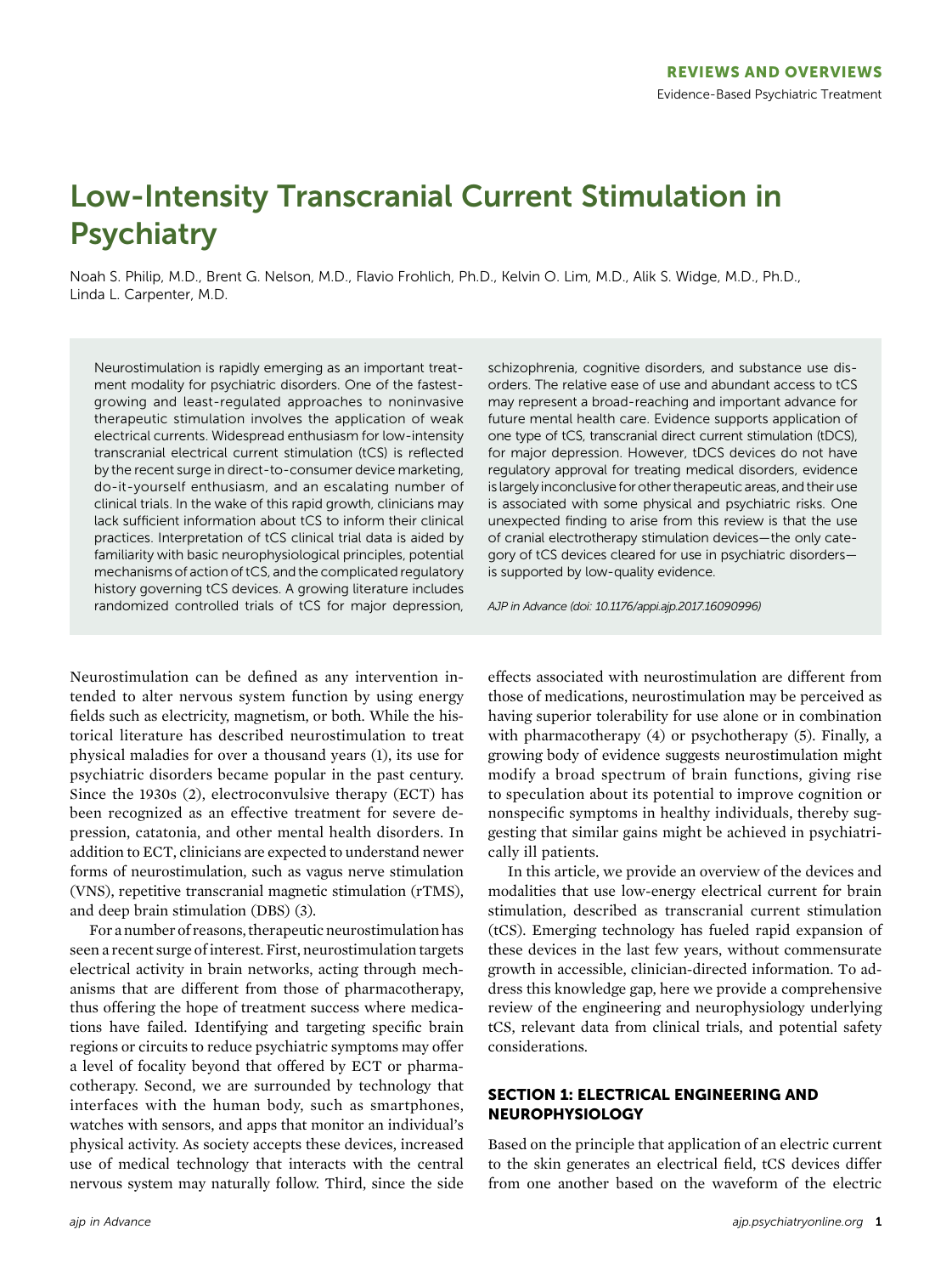REVIEWS AND OVERVIEWS

Evidence-Based Psychiatric Treatment

# Low-Intensity Transcranial Current Stimulation in Psychiatry

Noah S. Philip, M.D., Brent G. Nelson, M.D., Flavio Frohlich, Ph.D., Kelvin O. Lim, M.D., Alik S. Widge, M.D., Ph.D., Linda L. Carpenter, M.D.

Neurostimulation is rapidly emerging as an important treatment modality for psychiatric disorders. One of the fastest-growing and least-regulated approaches to noninvasive therapeutic stimulation involves the application of weak electrical currents. Widespread enthusiasm for low-intensity transcranial electrical current stimulation (tCS) is reflected by the recent surge in direct-to-consumer device marketing, do-it-yourself enthusiasm, and an escalating number of clinical trials. In the wake of this rapid growth, clinicians may lack sufficient information about tCS to inform their clinical practices. Interpretation of tCS clinical trial data is aided by familiarity with basic neurophysiological principles, potential mechanisms of action of tCS, and the complicated regulatory history governing tCS devices. A growing literature includes randomized controlled trials of tCS for major depression, schizophrenia, cognitive disorders, and substance use disorders. The relative ease of use and abundant access to tCS may represent a broad-reaching and important advance for future mental health care. Evidence supports application of one type of tCS, transcranial direct current stimulation (tDCS), for major depression. However, tDCS devices do not have regulatory approval for treating medical disorders, evidence is largely inconclusive for other therapeutic areas, and their use is associated with some physical and psychiatric risks. One unexpected finding to arise from this review is that the use of cranial electrotherapy stimulation devices—the only category of tCS devices cleared for use in psychiatric disorders—is supported by low-quality evidence.

*AJP in Advance (doi: 10.1176/appi.ajp.2017.16090996)*

Neurostimulation can be defined as any intervention intended to alter nervous system function by using energy fields such as electricity, magnetism, or both. While the historical literature has described neurostimulation to treat physical maladies for over a thousand years (1), its use for psychiatric disorders became popular in the past century. Since the 1930s (2), electroconvulsive therapy (ECT) has been recognized as an effective treatment for severe depression, catatonia, and other mental health disorders. In addition to ECT, clinicians are expected to understand newer forms of neurostimulation, such as vagus nerve stimulation (VNS), repetitive transcranial magnetic stimulation (rTMS), and deep brain stimulation (DBS) (3).

For a number of reasons, therapeutic neurostimulation has seen a recent surge of interest. First, neurostimulation targets electrical activity in brain networks, acting through mechanisms that are different from those of pharmacotherapy, thus offering the hope of treatment success where medications have failed. Identifying and targeting specific brain regions or circuits to reduce psychiatric symptoms may offer a level of focality beyond that offered by ECT or pharmacotherapy. Second, we are surrounded by technology that interfaces with the human body, such as smartphones, watches with sensors, and apps that monitor an individual's physical activity. As society accepts these devices, increased use of medical technology that interacts with the central nervous system may naturally follow. Third, since the side effects associated with neurostimulation are different from those of medications, neurostimulation may be perceived as having superior tolerability for use alone or in combination with pharmacotherapy (4) or psychotherapy (5). Finally, a growing body of evidence suggests neurostimulation might modify a broad spectrum of brain functions, giving rise to speculation about its potential to improve cognition or nonspecific symptoms in healthy individuals, thereby suggesting that similar gains might be achieved in psychiatrically ill patients.

In this article, we provide an overview of the devices and modalities that use low-energy electrical current for brain stimulation, described as transcranial current stimulation (tCS). Emerging technology has fueled rapid expansion of these devices in the last few years, without commensurate growth in accessible, clinician-directed information. To address this knowledge gap, here we provide a comprehensive review of the engineering and neurophysiology underlying tCS, relevant data from clinical trials, and potential safety considerations.

## SECTION 1: ELECTRICAL ENGINEERING AND NEUROPHYSIOLOGY

Based on the principle that application of an electric current to the skin generates an electrical field, tCS devices differ from one another based on the waveform of the electric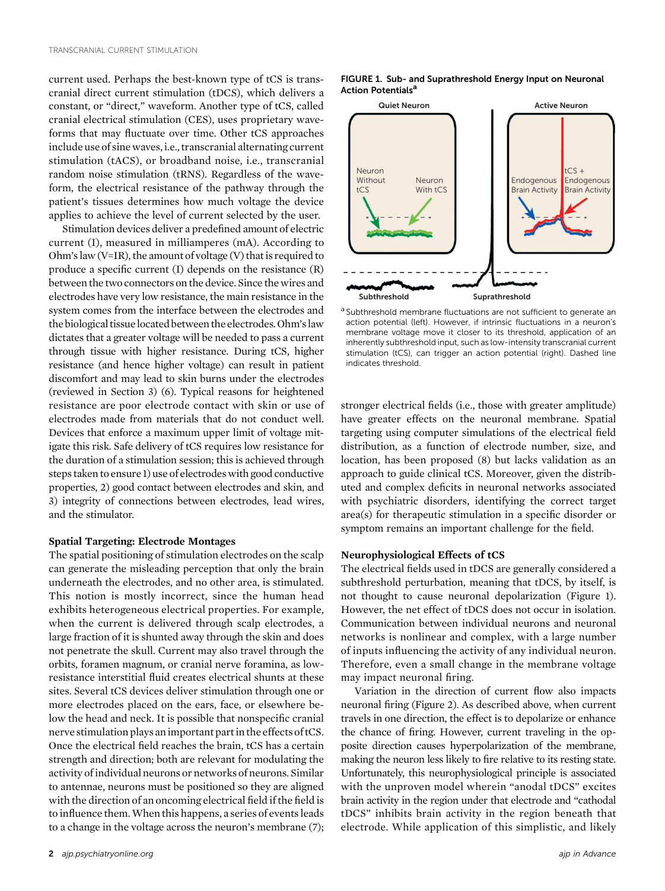current used. Perhaps the best-known type of tCS is transcranial direct current stimulation (tDCS), which delivers a constant, or "direct," waveform. Another type of tCS, called cranial electrical stimulation (CES), uses proprietary waveforms that may fluctuate over time. Other tCS approaches include use of sine waves, i.e., transcranial alternating current stimulation (tACS), or broadband noise, i.e., transcranial random noise stimulation (tRNS). Regardless of the waveform, the electrical resistance of the pathway through the patient's tissues determines how much voltage the device applies to achieve the level of current selected by the user.

Stimulation devices deliver a predefined amount of electric current (I), measured in milliamperes (mA). According to Ohm's law (V=IR), the amount of voltage (V) that is required to produce a specific current (I) depends on the resistance (R) between the two connectors on the device. Since the wires and electrodes have very low resistance, the main resistance in the system comes from the interface between the electrodes and the biological tissue located between the electrodes. Ohm's law dictates that a greater voltage will be needed to pass a current through tissue with higher resistance. During tCS, higher resistance (and hence higher voltage) can result in patient discomfort and may lead to skin burns under the electrodes (reviewed in Section 3) (6). Typical reasons for heightened resistance are poor electrode contact with skin or use of electrodes made from materials that do not conduct well. Devices that enforce a maximum upper limit of voltage mitigate this risk. Safe delivery of tCS requires low resistance for the duration of a stimulation session; this is achieved through steps taken to ensure 1) use of electrodes with good conductive properties, 2) good contact between electrodes and skin, and 3) integrity of connections between electrodes, lead wires, and the stimulator.

### Spatial Targeting: Electrode Montages

The spatial positioning of stimulation electrodes on the scalp can generate the misleading perception that only the brain underneath the electrodes, and no other area, is stimulated. This notion is mostly incorrect, since the human head exhibits heterogeneous electrical properties. For example, when the current is delivered through scalp electrodes, a large fraction of it is shunted away through the skin and does not penetrate the skull. Current may also travel through the orbits, foramen magnum, or cranial nerve foramina, as low-resistance interstitial fluid creates electrical shunts at these sites. Several tCS devices deliver stimulation through one or more electrodes placed on the ears, face, or elsewhere below the head and neck. It is possible that nonspecific cranial nerve stimulation plays an important part in the effects of tCS. Once the electrical field reaches the brain, tCS has a certain strength and direction; both are relevant for modulating the activity of individual neurons or networks of neurons. Similar to antennae, neurons must be positioned so they are aligned with the direction of an oncoming electrical field if the field is to influence them. When this happens, a series of events leads to a change in the voltage across the neuron's membrane (7); stronger electrical fields (i.e., those with greater amplitude) have greater effects on the neuronal membrane. Spatial targeting using computer simulations of the electrical field distribution, as a function of electrode number, size, and location, has been proposed (8) but lacks validation as an approach to guide clinical tCS. Moreover, given the distributed and complex deficits in neuronal networks associated with psychiatric disorders, identifying the correct target area(s) for therapeutic stimulation in a specific disorder or symptom remains an important challenge for the field.

**FIGURE 1. Sub- and Suprathreshold Energy Input on Neuronal Action Potentials**[a]

[a] Subthreshold membrane fluctuations are not sufficient to generate an action potential (left). However, if intrinsic fluctuations in a neuron's membrane voltage move it closer to its threshold, application of an inherently subthreshold input, such as low-intensity transcranial current stimulation (tCS), can trigger an action potential (right). Dashed line indicates threshold.

### Neurophysiological Effects of tCS

The electrical fields used in tDCS are generally considered a subthreshold perturbation, meaning that tDCS, by itself, is not thought to cause neuronal depolarization (Figure 1). However, the net effect of tDCS does not occur in isolation. Communication between individual neurons and neuronal networks is nonlinear and complex, with a large number of inputs influencing the activity of any individual neuron. Therefore, even a small change in the membrane voltage may impact neuronal firing.

Variation in the direction of current flow also impacts neuronal firing (Figure 2). As described above, when current travels in one direction, the effect is to depolarize or enhance the chance of firing. However, current traveling in the opposite direction causes hyperpolarization of the membrane, making the neuron less likely to fire relative to its resting state. Unfortunately, this neurophysiological principle is associated with the unproven model wherein "anodal tDCS" excites brain activity in the region under that electrode and "cathodal tDCS" inhibits brain activity in the region beneath that electrode. While application of this simplistic, and likely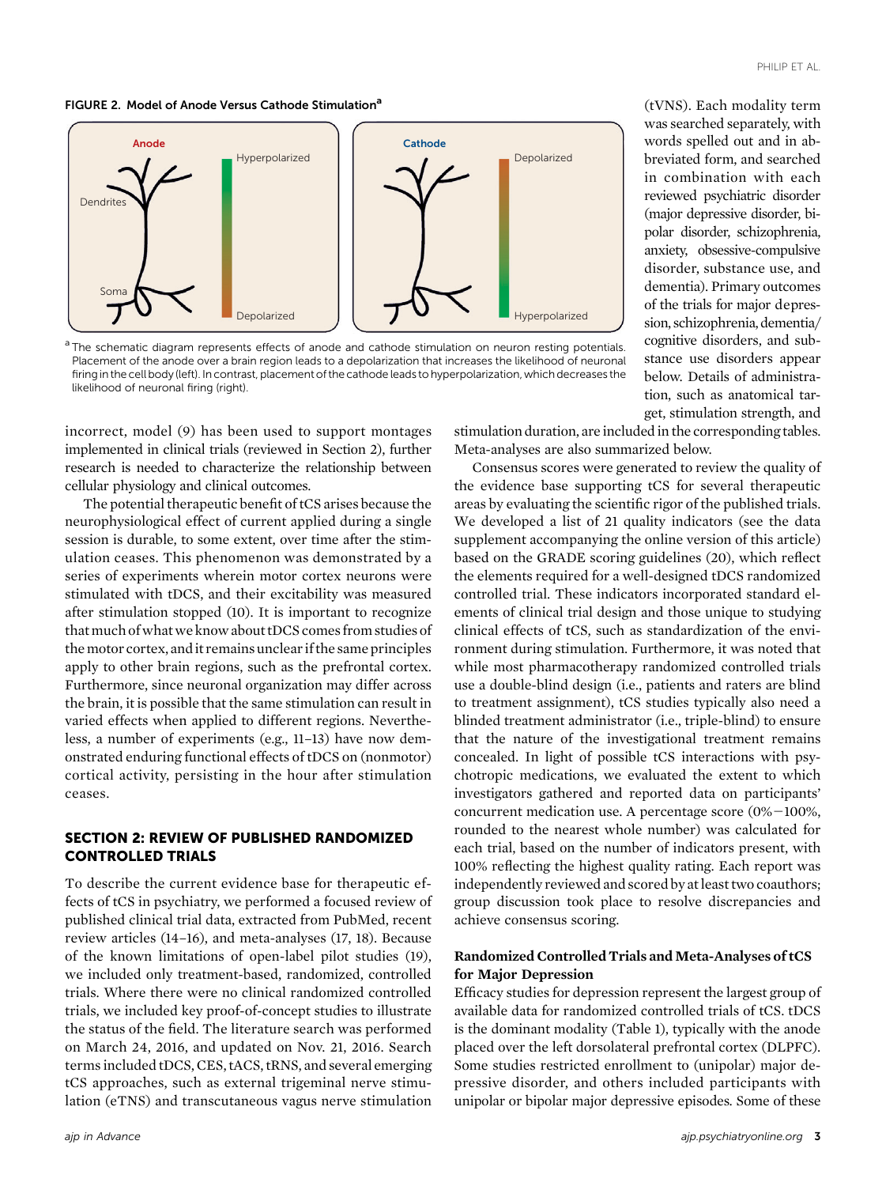**FIGURE 2. Model of Anode Versus Cathode Stimulation[a]**

[a] The schematic diagram represents effects of anode and cathode stimulation on neuron resting potentials. Placement of the anode over a brain region leads to a depolarization that increases the likelihood of neuronal firing in the cell body (left). In contrast, placement of the cathode leads to hyperpolarization, which decreases the likelihood of neuronal firing (right).

incorrect, model (9) has been used to support montages implemented in clinical trials (reviewed in Section 2), further research is needed to characterize the relationship between cellular physiology and clinical outcomes.

The potential therapeutic benefit of tCS arises because the neurophysiological effect of current applied during a single session is durable, to some extent, over time after the stimulation ceases. This phenomenon was demonstrated by a series of experiments wherein motor cortex neurons were stimulated with tDCS, and their excitability was measured after stimulation stopped (10). It is important to recognize that much of what we know about tDCS comes from studies of the motor cortex, and it remains unclear if the same principles apply to other brain regions, such as the prefrontal cortex. Furthermore, since neuronal organization may differ across the brain, it is possible that the same stimulation can result in varied effects when applied to different regions. Nevertheless, a number of experiments (e.g., 11–13) have now demonstrated enduring functional effects of tDCS on (nonmotor) cortical activity, persisting in the hour after stimulation ceases.

## SECTION 2: REVIEW OF PUBLISHED RANDOMIZED CONTROLLED TRIALS

To describe the current evidence base for therapeutic effects of tCS in psychiatry, we performed a focused review of published clinical trial data, extracted from PubMed, recent review articles (14–16), and meta-analyses (17, 18). Because of the known limitations of open-label pilot studies (19), we included only treatment-based, randomized, controlled trials. Where there were no clinical randomized controlled trials, we included key proof-of-concept studies to illustrate the status of the field. The literature search was performed on March 24, 2016, and updated on Nov. 21, 2016. Search terms included tDCS, CES, tACS, tRNS, and several emerging tCS approaches, such as external trigeminal nerve stimulation (eTNS) and transcutaneous vagus nerve stimulation (tVNS). Each modality term was searched separately, with words spelled out and in abbreviated form, and searched in combination with each reviewed psychiatric disorder (major depressive disorder, bipolar disorder, schizophrenia, anxiety, obsessive-compulsive disorder, substance use, and dementia). Primary outcomes of the trials for major depression, schizophrenia, dementia/cognitive disorders, and substance use disorders appear below. Details of administration, such as anatomical target, stimulation strength, and stimulation duration, are included in the corresponding tables. Meta-analyses are also summarized below.

Consensus scores were generated to review the quality of the evidence base supporting tCS for several therapeutic areas by evaluating the scientific rigor of the published trials. We developed a list of 21 quality indicators (see the data supplement accompanying the online version of this article) based on the GRADE scoring guidelines (20), which reflect the elements required for a well-designed tDCS randomized controlled trial. These indicators incorporated standard elements of clinical trial design and those unique to studying clinical effects of tCS, such as standardization of the environment during stimulation. Furthermore, it was noted that while most pharmacotherapy randomized controlled trials use a double-blind design (i.e., patients and raters are blind to treatment assignment), tCS studies typically also need a blinded treatment administrator (i.e., triple-blind) to ensure that the nature of the investigational treatment remains concealed. In light of possible tCS interactions with psychotropic medications, we evaluated the extent to which investigators gathered and reported data on participants' concurrent medication use. A percentage score (0%−100%, rounded to the nearest whole number) was calculated for each trial, based on the number of indicators present, with 100% reflecting the highest quality rating. Each report was independently reviewed and scored by at least two coauthors; group discussion took place to resolve discrepancies and achieve consensus scoring.

### Randomized Controlled Trials and Meta-Analyses of tCS for Major Depression

Efficacy studies for depression represent the largest group of available data for randomized controlled trials of tCS. tDCS is the dominant modality (Table 1), typically with the anode placed over the left dorsolateral prefrontal cortex (DLPFC). Some studies restricted enrollment to (unipolar) major depressive disorder, and others included participants with unipolar or bipolar major depressive episodes. Some of these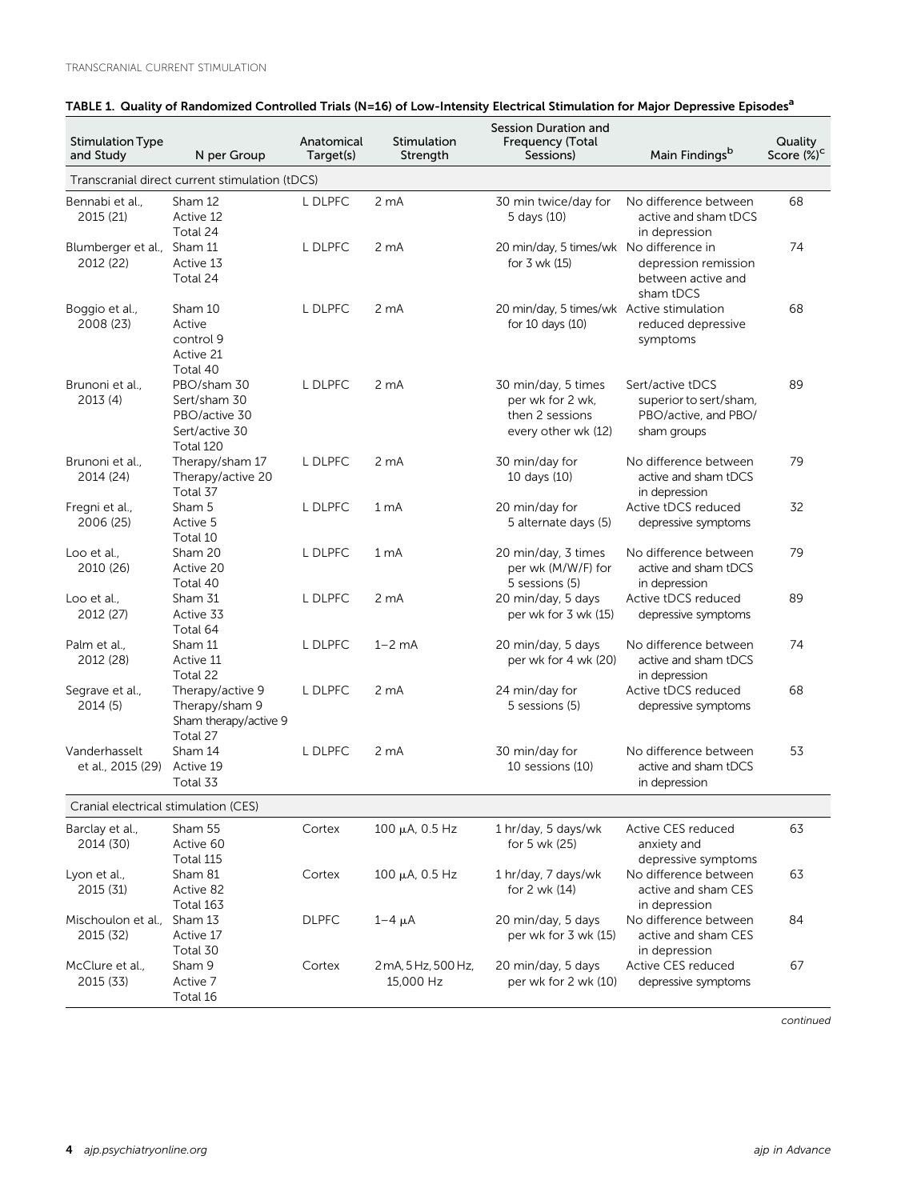**TABLE 1. Quality of Randomized Controlled Trials (N=16) of Low-Intensity Electrical Stimulation for Major Depressive Episodes[a]**

| Stimulation Type and Study | N per Group | Anatomical Target(s) | Stimulation Strength | Session Duration and Frequency (Total Sessions) | Main Findings[b] | Quality Score (%)[c] |
|---|---|---|---|---|---|---|
| Transcranial direct current stimulation (tDCS) | | | | | | |
| Bennabi et al., 2015 (21) | Sham 12<br>Active 12<br>Total 24 | L DLPFC | 2 mA | 30 min twice/day for 5 days (10) | No difference between active and sham tDCS in depression | 68 |
| Blumberger et al., 2012 (22) | Sham 11<br>Active 13<br>Total 24 | L DLPFC | 2 mA | 20 min/day, 5 times/wk for 3 wk (15) | No difference in depression remission between active and sham tDCS | 74 |
| Boggio et al., 2008 (23) | Sham 10<br>Active control 9<br>Active 21<br>Total 40 | L DLPFC | 2 mA | 20 min/day, 5 times/wk for 10 days (10) | Active stimulation reduced depressive symptoms | 68 |
| Brunoni et al., 2013 (4) | PBO/sham 30<br>Sert/sham 30<br>PBO/active 30<br>Sert/active 30<br>Total 120 | L DLPFC | 2 mA | 30 min/day, 5 times per wk for 2 wk, then 2 sessions every other wk (12) | Sert/active tDCS superior to sert/sham, PBO/active, and PBO/sham groups | 89 |
| Brunoni et al., 2014 (24) | Therapy/sham 17<br>Therapy/active 20<br>Total 37 | L DLPFC | 2 mA | 30 min/day for 10 days (10) | No difference between active and sham tDCS in depression | 79 |
| Fregni et al., 2006 (25) | Sham 5<br>Active 5<br>Total 10 | L DLPFC | 1 mA | 20 min/day for 5 alternate days (5) | Active tDCS reduced depressive symptoms | 32 |
| Loo et al., 2010 (26) | Sham 20<br>Active 20<br>Total 40 | L DLPFC | 1 mA | 20 min/day, 3 times per wk (M/W/F) for 5 sessions (5) | No difference between active and sham tDCS in depression | 79 |
| Loo et al., 2012 (27) | Sham 31<br>Active 33<br>Total 64 | L DLPFC | 2 mA | 20 min/day, 5 days per wk for 3 wk (15) | Active tDCS reduced depressive symptoms | 89 |
| Palm et al., 2012 (28) | Sham 11<br>Active 11<br>Total 22 | L DLPFC | 1–2 mA | 20 min/day, 5 days per wk for 4 wk (20) | No difference between active and sham tDCS in depression | 74 |
| Segrave et al., 2014 (5) | Therapy/active 9<br>Therapy/sham 9<br>Sham therapy/active 9<br>Total 27 | L DLPFC | 2 mA | 24 min/day for 5 sessions (5) | Active tDCS reduced depressive symptoms | 68 |
| Vanderhasselt et al., 2015 (29) | Sham 14<br>Active 19<br>Total 33 | L DLPFC | 2 mA | 30 min/day for 10 sessions (10) | No difference between active and sham tDCS in depression | 53 |
| Cranial electrical stimulation (CES) | | | | | | |
| Barclay et al., 2014 (30) | Sham 55<br>Active 60<br>Total 115 | Cortex | 100 μA, 0.5 Hz | 1 hr/day, 5 days/wk for 5 wk (25) | Active CES reduced anxiety and depressive symptoms | 63 |
| Lyon et al., 2015 (31) | Sham 81<br>Active 82<br>Total 163 | Cortex | 100 μA, 0.5 Hz | 1 hr/day, 7 days/wk for 2 wk (14) | No difference between active and sham CES in depression | 63 |
| Mischoulon et al., 2015 (32) | Sham 13<br>Active 17<br>Total 30 | DLPFC | 1–4 μA | 20 min/day, 5 days per wk for 3 wk (15) | No difference between active and sham CES in depression | 84 |
| McClure et al., 2015 (33) | Sham 9<br>Active 7<br>Total 16 | Cortex | 2 mA, 5 Hz, 500 Hz, 15,000 Hz | 20 min/day, 5 days per wk for 2 wk (10) | Active CES reduced depressive symptoms | 67 |

*continued*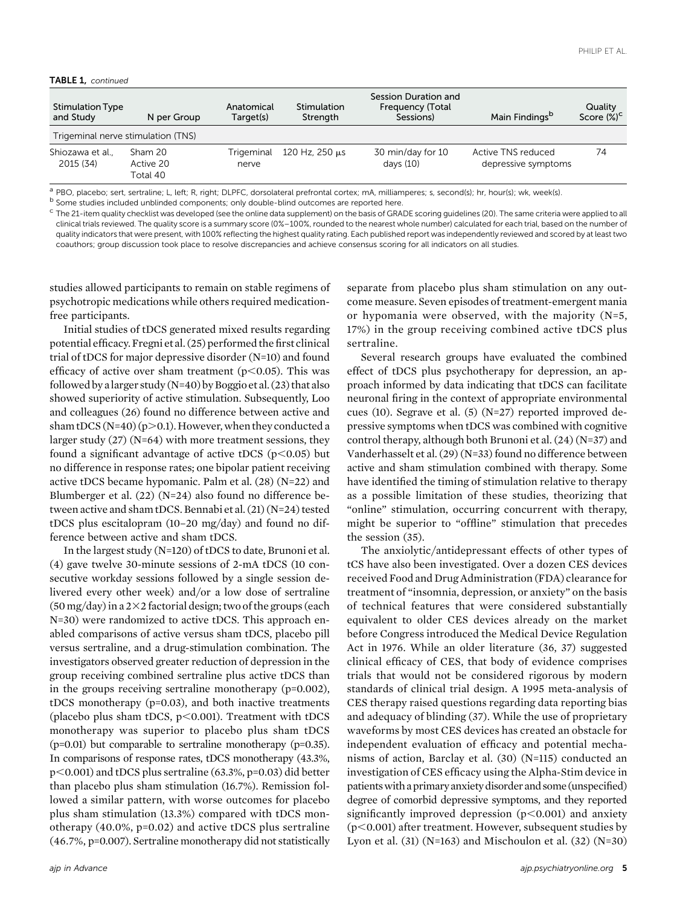**TABLE 1, continued**

| Stimulation Type and Study | N per Group | Anatomical Target(s) | Stimulation Strength | Session Duration and Frequency (Total Sessions) | Main Findings[b] | Quality Score (%)[c] |
|---|---|---|---|---|---|---|
| Trigeminal nerve stimulation (TNS) | | | | | | |
| Shiozawa et al., 2015 (34) | Sham 20<br>Active 20<br>Total 40 | Trigeminal nerve | 120 Hz, 250 μs | 30 min/day for 10 days (10) | Active TNS reduced depressive symptoms | 74 |

[a] PBO, placebo; sert, sertraline; L, left; R, right; DLPFC, dorsolateral prefrontal cortex; mA, milliamperes; s, second(s); hr, hour(s); wk, week(s).

[b] Some studies included unblinded components; only double-blind outcomes are reported here.

[c] The 21-item quality checklist was developed (see the online data supplement) on the basis of GRADE scoring guidelines (20). The same criteria were applied to all clinical trials reviewed. The quality score is a summary score (0%–100%, rounded to the nearest whole number) calculated for each trial, based on the number of quality indicators that were present, with 100% reflecting the highest quality rating. Each published report was independently reviewed and scored by at least two coauthors; group discussion took place to resolve discrepancies and achieve consensus scoring for all indicators on all studies.

studies allowed participants to remain on stable regimens of psychotropic medications while others required medication-free participants.

Initial studies of tDCS generated mixed results regarding potential efficacy. Fregni et al. (25) performed the first clinical trial of tDCS for major depressive disorder (N=10) and found efficacy of active over sham treatment ($p<0.05$). This was followed by a larger study (N=40) by Boggio et al. (23) that also showed superiority of active stimulation. Subsequently, Loo and colleagues (26) found no difference between active and sham tDCS (N=40) ($p>0.1$). However, when they conducted a larger study (27) (N=64) with more treatment sessions, they found a significant advantage of active tDCS ($p<0.05$) but no difference in response rates; one bipolar patient receiving active tDCS became hypomanic. Palm et al. (28) (N=22) and Blumberger et al. (22) (N=24) also found no difference between active and sham tDCS. Bennabi et al. (21) (N=24) tested tDCS plus escitalopram (10–20 mg/day) and found no difference between active and sham tDCS.

In the largest study (N=120) of tDCS to date, Brunoni et al. (4) gave twelve 30-minute sessions of 2-mA tDCS (10 consecutive workday sessions followed by a single session delivered every other week) and/or a low dose of sertraline (50 mg/day) in a 2×2 factorial design; two of the groups (each N=30) were randomized to active tDCS. This approach enabled comparisons of active versus sham tDCS, placebo pill versus sertraline, and a drug-stimulation combination. The investigators observed greater reduction of depression in the group receiving combined sertraline plus active tDCS than in the groups receiving sertraline monotherapy ($p=0.002$), tDCS monotherapy ($p=0.03$), and both inactive treatments (placebo plus sham tDCS, $p<0.001$). Treatment with tDCS monotherapy was superior to placebo plus sham tDCS ($p=0.01$) but comparable to sertraline monotherapy ($p=0.35$). In comparisons of response rates, tDCS monotherapy (43.3%, $p<0.001$) and tDCS plus sertraline (63.3%, $p=0.03$) did better than placebo plus sham stimulation (16.7%). Remission followed a similar pattern, with worse outcomes for placebo plus sham stimulation (13.3%) compared with tDCS monotherapy (40.0%, $p=0.02$) and active tDCS plus sertraline (46.7%, $p=0.007$). Sertraline monotherapy did not statistically separate from placebo plus sham stimulation on any outcome measure. Seven episodes of treatment-emergent mania or hypomania were observed, with the majority (N=5, 17%) in the group receiving combined active tDCS plus sertraline.

Several research groups have evaluated the combined effect of tDCS plus psychotherapy for depression, an approach informed by data indicating that tDCS can facilitate neuronal firing in the context of appropriate environmental cues (10). Segrave et al. (5) (N=27) reported improved depressive symptoms when tDCS was combined with cognitive control therapy, although both Brunoni et al. (24) (N=37) and Vanderhasselt et al. (29) (N=33) found no difference between active and sham stimulation combined with therapy. Some have identified the timing of stimulation relative to therapy as a possible limitation of these studies, theorizing that "online" stimulation, occurring concurrent with therapy, might be superior to "offline" stimulation that precedes the session (35).

The anxiolytic/antidepressant effects of other types of tCS have also been investigated. Over a dozen CES devices received Food and Drug Administration (FDA) clearance for treatment of "insomnia, depression, or anxiety" on the basis of technical features that were considered substantially equivalent to older CES devices already on the market before Congress introduced the Medical Device Regulation Act in 1976. While an older literature (36, 37) suggested clinical efficacy of CES, that body of evidence comprises trials that would not be considered rigorous by modern standards of clinical trial design. A 1995 meta-analysis of CES therapy raised questions regarding data reporting bias and adequacy of blinding (37). While the use of proprietary waveforms by most CES devices has created an obstacle for independent evaluation of efficacy and potential mechanisms of action, Barclay et al. (30) (N=115) conducted an investigation of CES efficacy using the Alpha-Stim device in patients with a primary anxiety disorder and some (unspecified) degree of comorbid depressive symptoms, and they reported significantly improved depression ($p<0.001$) and anxiety ($p<0.001$) after treatment. However, subsequent studies by Lyon et al. (31) (N=163) and Mischoulon et al. (32) (N=30)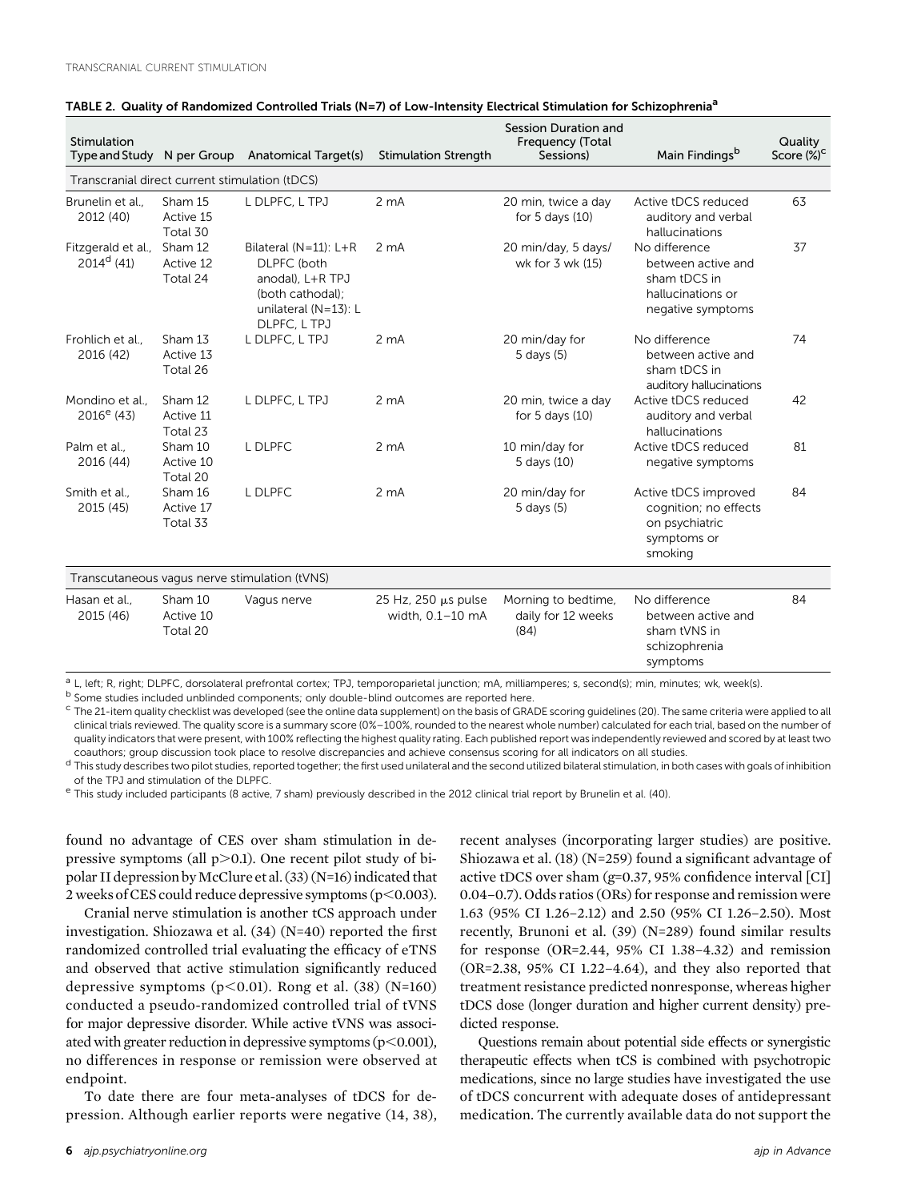**TABLE 2. Quality of Randomized Controlled Trials (N=7) of Low-Intensity Electrical Stimulation for Schizophrenia[a]**

| Stimulation Type and Study | N per Group | Anatomical Target(s) | Stimulation Strength | Session Duration and Frequency (Total Sessions) | Main Findings[b] | Quality Score (%)[c] |
|---|---|---|---|---|---|---|
| Transcranial direct current stimulation (tDCS) | | | | | | |
| Brunelin et al., 2012 (40) | Sham 15 Active 15 Total 30 | L DLPFC, L TPJ | 2 mA | 20 min, twice a day for 5 days (10) | Active tDCS reduced auditory and verbal hallucinations | 63 |
| Fitzgerald et al., 2014[d] (41) | Sham 12 Active 12 Total 24 | Bilateral (N=11): L+R DLPFC (both anodal), L+R TPJ (both cathodal); unilateral (N=13): L DLPFC, L TPJ | 2 mA | 20 min/day, 5 days/wk for 3 wk (15) | No difference between active and sham tDCS in hallucinations or negative symptoms | 37 |
| Frohlich et al., 2016 (42) | Sham 13 Active 13 Total 26 | L DLPFC, L TPJ | 2 mA | 20 min/day for 5 days (5) | No difference between active and sham tDCS in auditory hallucinations | 74 |
| Mondino et al., 2016[e] (43) | Sham 12 Active 11 Total 23 | L DLPFC, L TPJ | 2 mA | 20 min, twice a day for 5 days (10) | Active tDCS reduced auditory and verbal hallucinations | 42 |
| Palm et al., 2016 (44) | Sham 10 Active 10 Total 20 | L DLPFC | 2 mA | 10 min/day for 5 days (10) | Active tDCS reduced negative symptoms | 81 |
| Smith et al., 2015 (45) | Sham 16 Active 17 Total 33 | L DLPFC | 2 mA | 20 min/day for 5 days (5) | Active tDCS improved cognition; no effects on psychiatric symptoms or smoking | 84 |
| Transcutaneous vagus nerve stimulation (tVNS) | | | | | | |
| Hasan et al., 2015 (46) | Sham 10 Active 10 Total 20 | Vagus nerve | 25 Hz, 250 μs pulse width, 0.1–10 mA | Morning to bedtime, daily for 12 weeks (84) | No difference between active and sham tVNS in schizophrenia symptoms | 84 |

[a] L, left; R, right; DLPFC, dorsolateral prefrontal cortex; TPJ, temporoparietal junction; mA, milliamperes; s, second(s); min, minutes; wk, week(s).

[b] Some studies included unblinded components; only double-blind outcomes are reported here.

[c] The 21-item quality checklist was developed (see the online data supplement) on the basis of GRADE scoring guidelines (20). The same criteria were applied to all clinical trials reviewed. The quality score is a summary score (0%–100%, rounded to the nearest whole number) calculated for each trial, based on the number of quality indicators that were present, with 100% reflecting the highest quality rating. Each published report was independently reviewed and scored by at least two coauthors; group discussion took place to resolve discrepancies and achieve consensus scoring for all indicators on all studies.

[d] This study describes two pilot studies, reported together; the first used unilateral and the second utilized bilateral stimulation, in both cases with goals of inhibition of the TPJ and stimulation of the DLPFC.

[e] This study included participants (8 active, 7 sham) previously described in the 2012 clinical trial report by Brunelin et al. (40).

found no advantage of CES over sham stimulation in depressive symptoms (all $p>0.1$). One recent pilot study of bipolar II depression by McClure et al. (33) (N=16) indicated that 2 weeks of CES could reduce depressive symptoms ($p<0.003$).

Cranial nerve stimulation is another tCS approach under investigation. Shiozawa et al. (34) (N=40) reported the first randomized controlled trial evaluating the efficacy of eTNS and observed that active stimulation significantly reduced depressive symptoms ($p<0.01$). Rong et al. (38) (N=160) conducted a pseudo-randomized controlled trial of tVNS for major depressive disorder. While active tVNS was associated with greater reduction in depressive symptoms ($p<0.001$), no differences in response or remission were observed at endpoint.

To date there are four meta-analyses of tDCS for depression. Although earlier reports were negative (14, 38), recent analyses (incorporating larger studies) are positive. Shiozawa et al. (18) (N=259) found a significant advantage of active tDCS over sham (g=0.37, 95% confidence interval [CI] 0.04–0.7). Odds ratios (ORs) for response and remission were 1.63 (95% CI 1.26–2.12) and 2.50 (95% CI 1.26–2.50). Most recently, Brunoni et al. (39) (N=289) found similar results for response (OR=2.44, 95% CI 1.38–4.32) and remission (OR=2.38, 95% CI 1.22–4.64), and they also reported that treatment resistance predicted nonresponse, whereas higher tDCS dose (longer duration and higher current density) predicted response.

Questions remain about potential side effects or synergistic therapeutic effects when tCS is combined with psychotropic medications, since no large studies have investigated the use of tDCS concurrent with adequate doses of antidepressant medication. The currently available data do not support the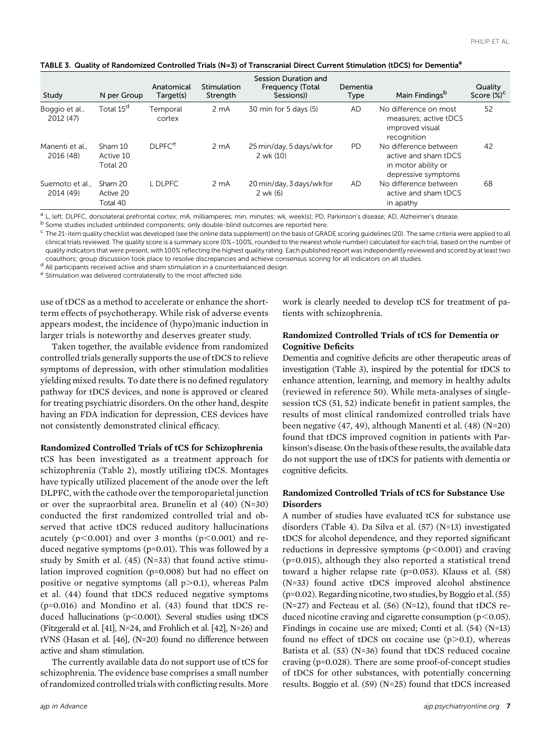TABLE 3. Quality of Randomized Controlled Trials (N=3) of Transcranial Direct Current Stimulation (tDCS) for Dementia[a]

| Study | N per Group | Anatomical Target(s) | Stimulation Strength | Session Duration and Frequency (Total Sessions)) | Dementia Type | Main Findings[b] | Quality Score (%)[c] |
|---|---|---|---|---|---|---|---|
| Boggio et al., 2012 (47) | Total 15[d] | Temporal cortex | 2 mA | 30 min for 5 days (5) | AD | No difference on most measures; active tDCS improved visual recognition | 52 |
| Manenti et al., 2016 (48) | Sham 10 Active 10 Total 20 | DLPFC[e] | 2 mA | 25 min/day, 5 days/wk for 2 wk (10) | PD | No difference between active and sham tDCS in motor ability or depressive symptoms | 42 |
| Suemoto et al., 2014 (49) | Sham 20 Active 20 Total 40 | L DLPFC | 2 mA | 20 min/day, 3 days/wk for 2 wk (6) | AD | No difference between active and sham tDCS in apathy | 68 |

[a] L, left; DLPFC, dorsolateral prefrontal cortex; mA, milliamperes; min, minutes; wk, week(s); PD, Parkinson's disease; AD, Alzheimer's disease.

[b] Some studies included unblinded components; only double-blind outcomes are reported here.

[c] The 21-item quality checklist was developed (see the online data supplement) on the basis of GRADE scoring guidelines (20). The same criteria were applied to all clinical trials reviewed. The quality score is a summary score (0%–100%, rounded to the nearest whole number) calculated for each trial, based on the number of quality indicators that were present, with 100% reflecting the highest quality rating. Each published report was independently reviewed and scored by at least two coauthors; group discussion took place to resolve discrepancies and achieve consensus scoring for all indicators on all studies.

[d] All participants received active and sham stimulation in a counterbalanced design.

[e] Stimulation was delivered contralaterally to the most affected side.

use of tDCS as a method to accelerate or enhance the short-term effects of psychotherapy. While risk of adverse events appears modest, the incidence of (hypo)manic induction in larger trials is noteworthy and deserves greater study.

Taken together, the available evidence from randomized controlled trials generally supports the use of tDCS to relieve symptoms of depression, with other stimulation modalities yielding mixed results. To date there is no defined regulatory pathway for tDCS devices, and none is approved or cleared for treating psychiatric disorders. On the other hand, despite having an FDA indication for depression, CES devices have not consistently demonstrated clinical efficacy.

### Randomized Controlled Trials of tCS for Schizophrenia

tCS has been investigated as a treatment approach for schizophrenia (Table 2), mostly utilizing tDCS. Montages have typically utilized placement of the anode over the left DLPFC, with the cathode over the temporoparietal junction or over the supraorbital area. Brunelin et al (40) (N=30) conducted the first randomized controlled trial and observed that active tDCS reduced auditory hallucinations acutely ($p<0.001$) and over 3 months ($p<0.001$) and reduced negative symptoms ($p=0.01$). This was followed by a study by Smith et al. (45) (N=33) that found active stimulation improved cognition ($p=0.008$) but had no effect on positive or negative symptoms (all $p>0.1$), whereas Palm et al. (44) found that tDCS reduced negative symptoms ($p=0.016$) and Mondino et al. (43) found that tDCS reduced hallucinations ($p<0.001$). Several studies using tDCS (Fitzgerald et al. [41], N=24, and Frohlich et al. [42], N=26) and tVNS (Hasan et al. [46], (N=20) found no difference between active and sham stimulation.

The currently available data do not support use of tCS for schizophrenia. The evidence base comprises a small number of randomized controlled trials with conflicting results. More work is clearly needed to develop tCS for treatment of patients with schizophrenia.

### Randomized Controlled Trials of tCS for Dementia or Cognitive Deficits

Dementia and cognitive deficits are other therapeutic areas of investigation (Table 3), inspired by the potential for tDCS to enhance attention, learning, and memory in healthy adults (reviewed in reference 50). While meta-analyses of single-session tCS (51, 52) indicate benefit in patient samples, the results of most clinical randomized controlled trials have been negative (47, 49), although Manenti et al. (48) (N=20) found that tDCS improved cognition in patients with Parkinson's disease. On the basis of these results, the available data do not support the use of tDCS for patients with dementia or cognitive deficits.

### Randomized Controlled Trials of tCS for Substance Use Disorders

A number of studies have evaluated tCS for substance use disorders (Table 4). Da Silva et al. (57) (N=13) investigated tDCS for alcohol dependence, and they reported significant reductions in depressive symptoms ($p<0.001$) and craving ($p=0.015$), although they also reported a statistical trend toward a higher relapse rate ($p=0.053$). Klauss et al. (58) (N=33) found active tDCS improved alcohol abstinence ($p=0.02$). Regarding nicotine, two studies, by Boggio et al. (55) (N=27) and Fecteau et al. (56) (N=12), found that tDCS reduced nicotine craving and cigarette consumption ($p<0.05$). Findings in cocaine use are mixed; Conti et al. (54) (N=13) found no effect of tDCS on cocaine use ($p>0.1$), whereas Batista et al. (53) (N=36) found that tDCS reduced cocaine craving ($p=0.028$). There are some proof-of-concept studies of tDCS for other substances, with potentially concerning results. Boggio et al. (59) (N=25) found that tDCS increased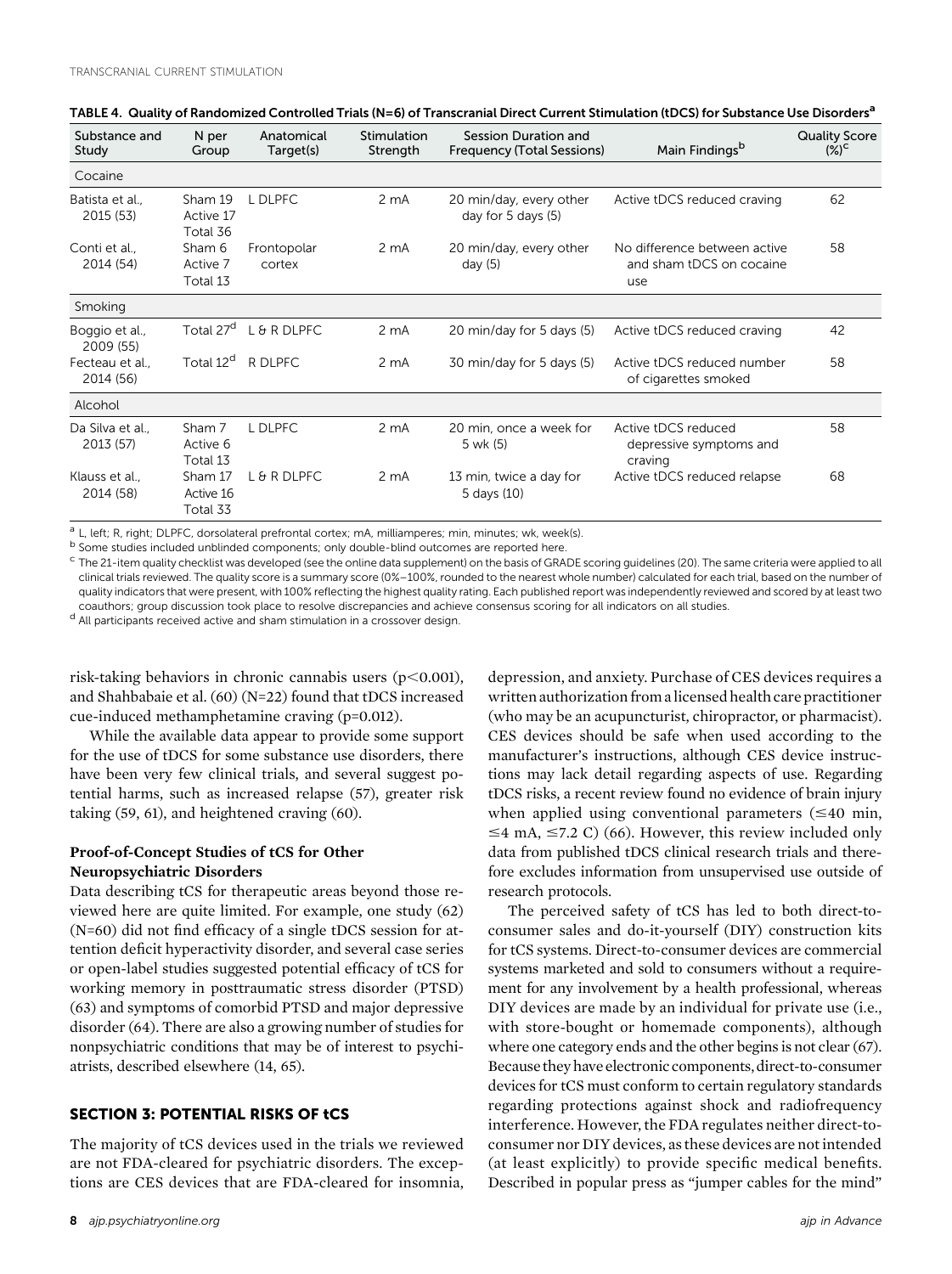TABLE 4. Quality of Randomized Controlled Trials (N=6) of Transcranial Direct Current Stimulation (tDCS) for Substance Use Disorders[a]

| Substance and Study | N per Group | Anatomical Target(s) | Stimulation Strength | Session Duration and Frequency (Total Sessions) | Main Findings[b] | Quality Score (%)[c] |
|---|---|---|---|---|---|---|
| Cocaine | | | | | | |
| Batista et al., 2015 (53) | Sham 19 Active 17 Total 36 | L DLPFC | 2 mA | 20 min/day, every other day for 5 days (5) | Active tDCS reduced craving | 62 |
| Conti et al., 2014 (54) | Sham 6 Active 7 Total 13 | Frontopolar cortex | 2 mA | 20 min/day, every other day (5) | No difference between active and sham tDCS on cocaine use | 58 |
| Smoking | | | | | | |
| Boggio et al., 2009 (55) | Total 27[d] | L & R DLPFC | 2 mA | 20 min/day for 5 days (5) | Active tDCS reduced craving | 42 |
| Fecteau et al., 2014 (56) | Total 12[d] | R DLPFC | 2 mA | 30 min/day for 5 days (5) | Active tDCS reduced number of cigarettes smoked | 58 |
| Alcohol | | | | | | |
| Da Silva et al., 2013 (57) | Sham 7 Active 6 Total 13 | L DLPFC | 2 mA | 20 min, once a week for 5 wk (5) | Active tDCS reduced depressive symptoms and craving | 58 |
| Klauss et al., 2014 (58) | Sham 17 Active 16 Total 33 | L & R DLPFC | 2 mA | 13 min, twice a day for 5 days (10) | Active tDCS reduced relapse | 68 |

[a] L, left; R, right; DLPFC, dorsolateral prefrontal cortex; mA, milliamperes; min, minutes; wk, week(s).

[b] Some studies included unblinded components; only double-blind outcomes are reported here.

[c] The 21-item quality checklist was developed (see the online data supplement) on the basis of GRADE scoring guidelines (20). The same criteria were applied to all clinical trials reviewed. The quality score is a summary score (0%–100%, rounded to the nearest whole number) calculated for each trial, based on the number of quality indicators that were present, with 100% reflecting the highest quality rating. Each published report was independently reviewed and scored by at least two coauthors; group discussion took place to resolve discrepancies and achieve consensus scoring for all indicators on all studies.

[d] All participants received active and sham stimulation in a crossover design.

risk-taking behaviors in chronic cannabis users ($p<0.001$), and Shahbabaie et al. (60) (N=22) found that tDCS increased cue-induced methamphetamine craving ($p=0.012$).

While the available data appear to provide some support for the use of tDCS for some substance use disorders, there have been very few clinical trials, and several suggest potential harms, such as increased relapse (57), greater risk taking (59, 61), and heightened craving (60).

### Proof-of-Concept Studies of tCS for Other Neuropsychiatric Disorders

Data describing tCS for therapeutic areas beyond those reviewed here are quite limited. For example, one study (62) (N=60) did not find efficacy of a single tDCS session for attention deficit hyperactivity disorder, and several case series or open-label studies suggested potential efficacy of tCS for working memory in posttraumatic stress disorder (PTSD) (63) and symptoms of comorbid PTSD and major depressive disorder (64). There are also a growing number of studies for nonpsychiatric conditions that may be of interest to psychiatrists, described elsewhere (14, 65).

## SECTION 3: POTENTIAL RISKS OF tCS

The majority of tCS devices used in the trials we reviewed are not FDA-cleared for psychiatric disorders. The exceptions are CES devices that are FDA-cleared for insomnia, depression, and anxiety. Purchase of CES devices requires a written authorization from a licensed health care practitioner (who may be an acupuncturist, chiropractor, or pharmacist). CES devices should be safe when used according to the manufacturer's instructions, although CES device instructions may lack detail regarding aspects of use. Regarding tDCS risks, a recent review found no evidence of brain injury when applied using conventional parameters (≤40 min, ≤4 mA, ≤7.2 C) (66). However, this review included only data from published tDCS clinical research trials and therefore excludes information from unsupervised use outside of research protocols.

The perceived safety of tCS has led to both direct-to-consumer sales and do-it-yourself (DIY) construction kits for tCS systems. Direct-to-consumer devices are commercial systems marketed and sold to consumers without a requirement for any involvement by a health professional, whereas DIY devices are made by an individual for private use (i.e., with store-bought or homemade components), although where one category ends and the other begins is not clear (67). Because they have electronic components, direct-to-consumer devices for tCS must conform to certain regulatory standards regarding protections against shock and radiofrequency interference. However, the FDA regulates neither direct-to-consumer nor DIY devices, as these devices are not intended (at least explicitly) to provide specific medical benefits. Described in popular press as "jumper cables for the mind"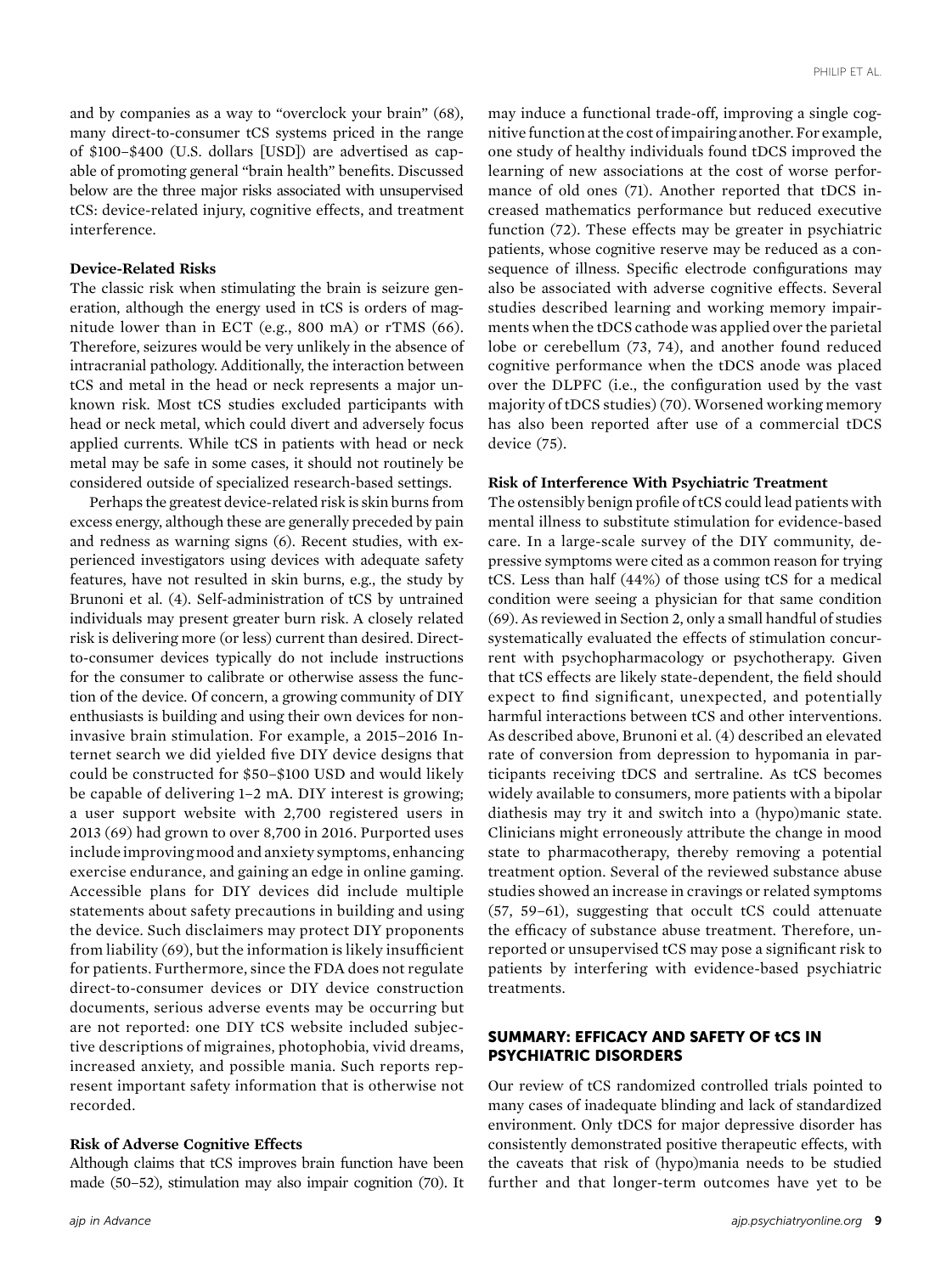and by companies as a way to "overclock your brain" (68), many direct-to-consumer tCS systems priced in the range of $100–$400 (U.S. dollars [USD]) are advertised as capable of promoting general "brain health" benefits. Discussed below are the three major risks associated with unsupervised tCS: device-related injury, cognitive effects, and treatment interference.

### Device-Related Risks

The classic risk when stimulating the brain is seizure generation, although the energy used in tCS is orders of magnitude lower than in ECT (e.g., 800 mA) or rTMS (66). Therefore, seizures would be very unlikely in the absence of intracranial pathology. Additionally, the interaction between tCS and metal in the head or neck represents a major unknown risk. Most tCS studies excluded participants with head or neck metal, which could divert and adversely focus applied currents. While tCS in patients with head or neck metal may be safe in some cases, it should not routinely be considered outside of specialized research-based settings.

Perhaps the greatest device-related risk is skin burns from excess energy, although these are generally preceded by pain and redness as warning signs (6). Recent studies, with experienced investigators using devices with adequate safety features, have not resulted in skin burns, e.g., the study by Brunoni et al. (4). Self-administration of tCS by untrained individuals may present greater burn risk. A closely related risk is delivering more (or less) current than desired. Direct-to-consumer devices typically do not include instructions for the consumer to calibrate or otherwise assess the function of the device. Of concern, a growing community of DIY enthusiasts is building and using their own devices for noninvasive brain stimulation. For example, a 2015–2016 Internet search we did yielded five DIY device designs that could be constructed for $50–$100 USD and would likely be capable of delivering 1–2 mA. DIY interest is growing; a user support website with 2,700 registered users in 2013 (69) had grown to over 8,700 in 2016. Purported uses include improving mood and anxiety symptoms, enhancing exercise endurance, and gaining an edge in online gaming. Accessible plans for DIY devices did include multiple statements about safety precautions in building and using the device. Such disclaimers may protect DIY proponents from liability (69), but the information is likely insufficient for patients. Furthermore, since the FDA does not regulate direct-to-consumer devices or DIY device construction documents, serious adverse events may be occurring but are not reported: one DIY tCS website included subjective descriptions of migraines, photophobia, vivid dreams, increased anxiety, and possible mania. Such reports represent important safety information that is otherwise not recorded.

### Risk of Adverse Cognitive Effects

Although claims that tCS improves brain function have been made (50–52), stimulation may also impair cognition (70). It may induce a functional trade-off, improving a single cognitive function at the cost of impairing another. For example, one study of healthy individuals found tDCS improved the learning of new associations at the cost of worse performance of old ones (71). Another reported that tDCS increased mathematics performance but reduced executive function (72). These effects may be greater in psychiatric patients, whose cognitive reserve may be reduced as a consequence of illness. Specific electrode configurations may also be associated with adverse cognitive effects. Several studies described learning and working memory impairments when the tDCS cathode was applied over the parietal lobe or cerebellum (73, 74), and another found reduced cognitive performance when the tDCS anode was placed over the DLPFC (i.e., the configuration used by the vast majority of tDCS studies) (70). Worsened working memory has also been reported after use of a commercial tDCS device (75).

### Risk of Interference With Psychiatric Treatment

The ostensibly benign profile of tCS could lead patients with mental illness to substitute stimulation for evidence-based care. In a large-scale survey of the DIY community, depressive symptoms were cited as a common reason for trying tCS. Less than half (44%) of those using tCS for a medical condition were seeing a physician for that same condition (69). As reviewed in Section 2, only a small handful of studies systematically evaluated the effects of stimulation concurrent with psychopharmacology or psychotherapy. Given that tCS effects are likely state-dependent, the field should expect to find significant, unexpected, and potentially harmful interactions between tCS and other interventions. As described above, Brunoni et al. (4) described an elevated rate of conversion from depression to hypomania in participants receiving tDCS and sertraline. As tCS becomes widely available to consumers, more patients with a bipolar diathesis may try it and switch into a (hypo)manic state. Clinicians might erroneously attribute the change in mood state to pharmacotherapy, thereby removing a potential treatment option. Several of the reviewed substance abuse studies showed an increase in cravings or related symptoms (57, 59–61), suggesting that occult tCS could attenuate the efficacy of substance abuse treatment. Therefore, unreported or unsupervised tCS may pose a significant risk to patients by interfering with evidence-based psychiatric treatments.

## SUMMARY: EFFICACY AND SAFETY OF tCS IN PSYCHIATRIC DISORDERS

Our review of tCS randomized controlled trials pointed to many cases of inadequate blinding and lack of standardized environment. Only tDCS for major depressive disorder has consistently demonstrated positive therapeutic effects, with the caveats that risk of (hypo)mania needs to be studied further and that longer-term outcomes have yet to be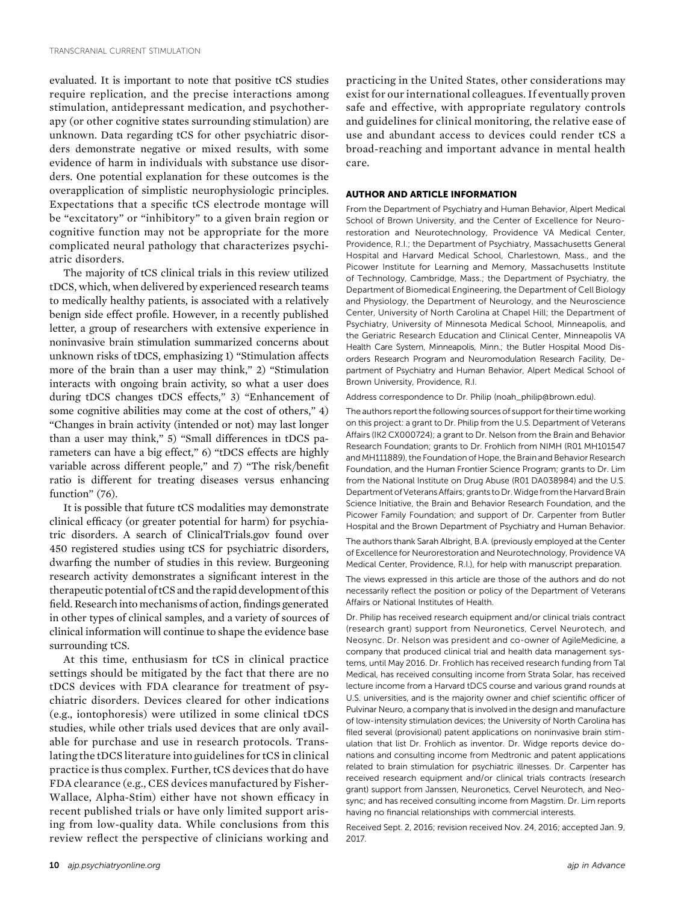evaluated. It is important to note that positive tCS studies require replication, and the precise interactions among stimulation, antidepressant medication, and psychotherapy (or other cognitive states surrounding stimulation) are unknown. Data regarding tCS for other psychiatric disorders demonstrate negative or mixed results, with some evidence of harm in individuals with substance use disorders. One potential explanation for these outcomes is the overapplication of simplistic neurophysiologic principles. Expectations that a specific tCS electrode montage will be "excitatory" or "inhibitory" to a given brain region or cognitive function may not be appropriate for the more complicated neural pathology that characterizes psychiatric disorders.

The majority of tCS clinical trials in this review utilized tDCS, which, when delivered by experienced research teams to medically healthy patients, is associated with a relatively benign side effect profile. However, in a recently published letter, a group of researchers with extensive experience in noninvasive brain stimulation summarized concerns about unknown risks of tDCS, emphasizing 1) "Stimulation affects more of the brain than a user may think," 2) "Stimulation interacts with ongoing brain activity, so what a user does during tDCS changes tDCS effects," 3) "Enhancement of some cognitive abilities may come at the cost of others," 4) "Changes in brain activity (intended or not) may last longer than a user may think," 5) "Small differences in tDCS parameters can have a big effect," 6) "tDCS effects are highly variable across different people," and 7) "The risk/benefit ratio is different for treating diseases versus enhancing function" (76).

It is possible that future tCS modalities may demonstrate clinical efficacy (or greater potential for harm) for psychiatric disorders. A search of ClinicalTrials.gov found over 450 registered studies using tCS for psychiatric disorders, dwarfing the number of studies in this review. Burgeoning research activity demonstrates a significant interest in the therapeutic potential of tCS and the rapid development of this field. Research into mechanisms of action, findings generated in other types of clinical samples, and a variety of sources of clinical information will continue to shape the evidence base surrounding tCS.

At this time, enthusiasm for tCS in clinical practice settings should be mitigated by the fact that there are no tDCS devices with FDA clearance for treatment of psychiatric disorders. Devices cleared for other indications (e.g., iontophoresis) were utilized in some clinical tDCS studies, while other trials used devices that are only available for purchase and use in research protocols. Translating the tDCS literature into guidelines for tCS in clinical practice is thus complex. Further, tCS devices that do have FDA clearance (e.g., CES devices manufactured by Fisher-Wallace, Alpha-Stim) either have not shown efficacy in recent published trials or have only limited support arising from low-quality data. While conclusions from this review reflect the perspective of clinicians working and practicing in the United States, other considerations may exist for our international colleagues. If eventually proven safe and effective, with appropriate regulatory controls and guidelines for clinical monitoring, the relative ease of use and abundant access to devices could render tCS a broad-reaching and important advance in mental health care.

## AUTHOR AND ARTICLE INFORMATION

From the Department of Psychiatry and Human Behavior, Alpert Medical School of Brown University, and the Center of Excellence for Neurorestoration and Neurotechnology, Providence VA Medical Center, Providence, R.I.; the Department of Psychiatry, Massachusetts General Hospital and Harvard Medical School, Charlestown, Mass., and the Picower Institute for Learning and Memory, Massachusetts Institute of Technology, Cambridge, Mass.; the Department of Psychiatry, the Department of Biomedical Engineering, the Department of Cell Biology and Physiology, the Department of Neurology, and the Neuroscience Center, University of North Carolina at Chapel Hill; the Department of Psychiatry, University of Minnesota Medical School, Minneapolis, and the Geriatric Research Education and Clinical Center, Minneapolis VA Health Care System, Minneapolis, Minn.; the Butler Hospital Mood Disorders Research Program and Neuromodulation Research Facility, Department of Psychiatry and Human Behavior, Alpert Medical School of Brown University, Providence, R.I.

Address correspondence to Dr. Philip (noah_philip@brown.edu).

The authors report the following sources of support for their time working on this project: a grant to Dr. Philip from the U.S. Department of Veterans Affairs (IK2 CX000724); a grant to Dr. Nelson from the Brain and Behavior Research Foundation; grants to Dr. Frohlich from NIMH (R01 MH101547 and MH111889), the Foundation of Hope, the Brain and Behavior Research Foundation, and the Human Frontier Science Program; grants to Dr. Lim from the National Institute on Drug Abuse (R01 DA038984) and the U.S. Department of Veterans Affairs; grants to Dr. Widge from the Harvard Brain Science Initiative, the Brain and Behavior Research Foundation, and the Picower Family Foundation; and support of Dr. Carpenter from Butler Hospital and the Brown Department of Psychiatry and Human Behavior.

The authors thank Sarah Albright, B.A. (previously employed at the Center of Excellence for Neurorestoration and Neurotechnology, Providence VA Medical Center, Providence, R.I.), for help with manuscript preparation.

The views expressed in this article are those of the authors and do not necessarily reflect the position or policy of the Department of Veterans Affairs or National Institutes of Health.

Dr. Philip has received research equipment and/or clinical trials contract (research grant) support from Neuronetics, Cervel Neurotech, and Neosync. Dr. Nelson was president and co-owner of AgileMedicine, a company that produced clinical trial and health data management systems, until May 2016. Dr. Frohlich has received research funding from Tal Medical, has received consulting income from Strata Solar, has received lecture income from a Harvard tDCS course and various grand rounds at U.S. universities, and is the majority owner and chief scientific officer of Pulvinar Neuro, a company that is involved in the design and manufacture of low-intensity stimulation devices; the University of North Carolina has filed several (provisional) patent applications on noninvasive brain stimulation that list Dr. Frohlich as inventor. Dr. Widge reports device donations and consulting income from Medtronic and patent applications related to brain stimulation for psychiatric illnesses. Dr. Carpenter has received research equipment and/or clinical trials contracts (research grant) support from Janssen, Neuronetics, Cervel Neurotech, and Neosync; and has received consulting income from Magstim. Dr. Lim reports having no financial relationships with commercial interests.

Received Sept. 2, 2016; revision received Nov. 24, 2016; accepted Jan. 9, 2017.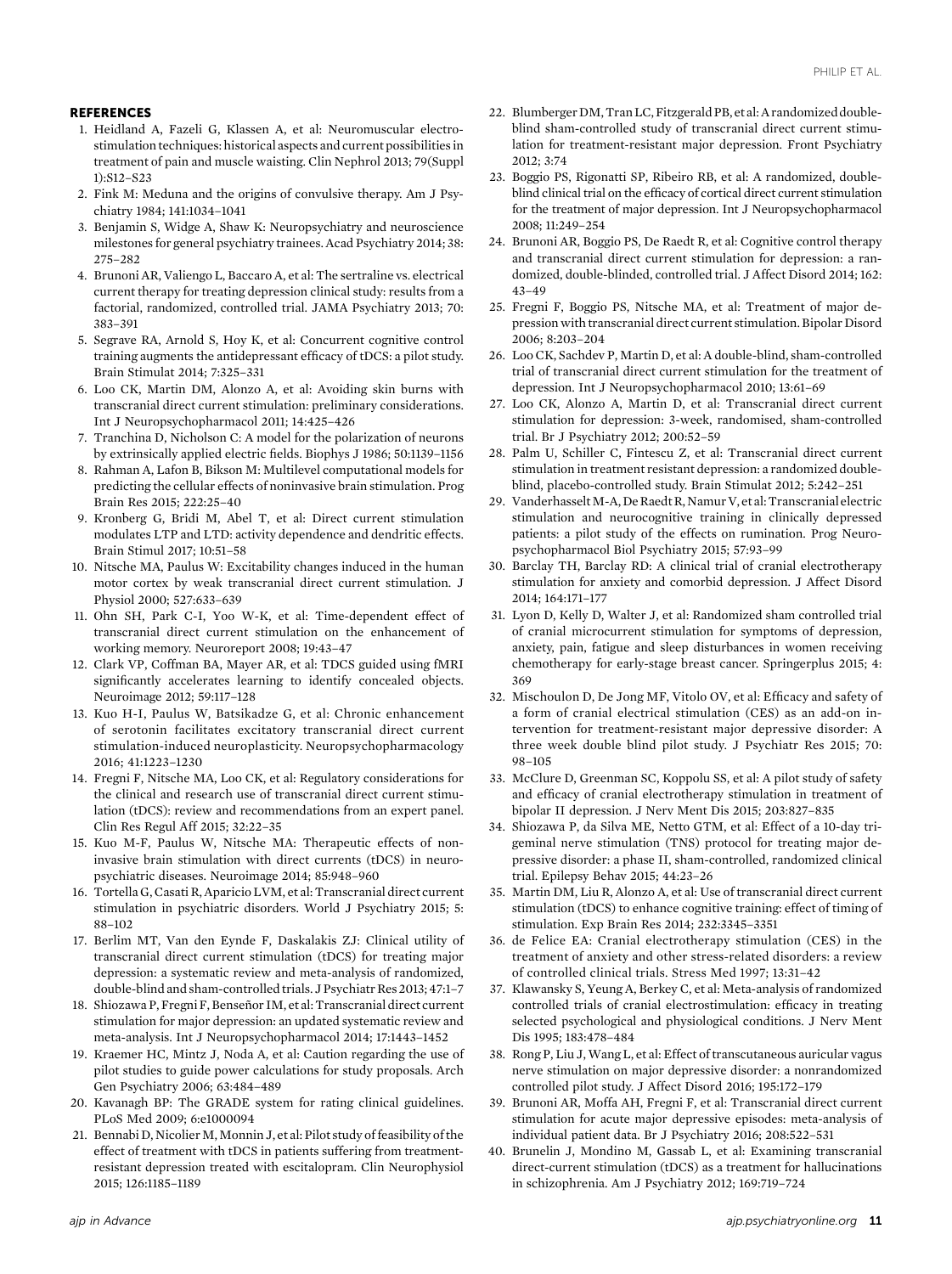## REFERENCES

1. Heidland A, Fazeli G, Klassen A, et al: Neuromuscular electrostimulation techniques: historical aspects and current possibilities in treatment of pain and muscle waisting. Clin Nephrol 2013; 79(Suppl 1):S12–S23
2. Fink M: Meduna and the origins of convulsive therapy. Am J Psychiatry 1984; 141:1034–1041
3. Benjamin S, Widge A, Shaw K: Neuropsychiatry and neuroscience milestones for general psychiatry trainees. Acad Psychiatry 2014; 38: 275–282
4. Brunoni AR, Valiengo L, Baccaro A, et al: The sertraline vs. electrical current therapy for treating depression clinical study: results from a factorial, randomized, controlled trial. JAMA Psychiatry 2013; 70: 383–391
5. Segrave RA, Arnold S, Hoy K, et al: Concurrent cognitive control training augments the antidepressant efficacy of tDCS: a pilot study. Brain Stimulat 2014; 7:325–331
6. Loo CK, Martin DM, Alonzo A, et al: Avoiding skin burns with transcranial direct current stimulation: preliminary considerations. Int J Neuropsychopharmacol 2011; 14:425–426
7. Tranchina D, Nicholson C: A model for the polarization of neurons by extrinsically applied electric fields. Biophys J 1986; 50:1139–1156
8. Rahman A, Lafon B, Bikson M: Multilevel computational models for predicting the cellular effects of noninvasive brain stimulation. Prog Brain Res 2015; 222:25–40
9. Kronberg G, Bridi M, Abel T, et al: Direct current stimulation modulates LTP and LTD: activity dependence and dendritic effects. Brain Stimul 2017; 10:51–58
10. Nitsche MA, Paulus W: Excitability changes induced in the human motor cortex by weak transcranial direct current stimulation. J Physiol 2000; 527:633–639
11. Ohn SH, Park C-I, Yoo W-K, et al: Time-dependent effect of transcranial direct current stimulation on the enhancement of working memory. Neuroreport 2008; 19:43–47
12. Clark VP, Coffman BA, Mayer AR, et al: TDCS guided using fMRI significantly accelerates learning to identify concealed objects. Neuroimage 2012; 59:117–128
13. Kuo H-I, Paulus W, Batsikadze G, et al: Chronic enhancement of serotonin facilitates excitatory transcranial direct current stimulation-induced neuroplasticity. Neuropsychopharmacology 2016; 41:1223–1230
14. Fregni F, Nitsche MA, Loo CK, et al: Regulatory considerations for the clinical and research use of transcranial direct current stimulation (tDCS): review and recommendations from an expert panel. Clin Res Regul Aff 2015; 32:22–35
15. Kuo M-F, Paulus W, Nitsche MA: Therapeutic effects of non-invasive brain stimulation with direct currents (tDCS) in neuropsychiatric diseases. Neuroimage 2014; 85:948–960
16. Tortella G, Casati R, Aparicio LVM, et al: Transcranial direct current stimulation in psychiatric disorders. World J Psychiatry 2015; 5: 88–102
17. Berlim MT, Van den Eynde F, Daskalakis ZJ: Clinical utility of transcranial direct current stimulation (tDCS) for treating major depression: a systematic review and meta-analysis of randomized, double-blind and sham-controlled trials. J Psychiatr Res 2013; 47:1–7
18. Shiozawa P, Fregni F, Benseñor IM, et al: Transcranial direct current stimulation for major depression: an updated systematic review and meta-analysis. Int J Neuropsychopharmacol 2014; 17:1443–1452
19. Kraemer HC, Mintz J, Noda A, et al: Caution regarding the use of pilot studies to guide power calculations for study proposals. Arch Gen Psychiatry 2006; 63:484–489
20. Kavanagh BP: The GRADE system for rating clinical guidelines. PLoS Med 2009; 6:e1000094
21. Bennabi D, Nicolier M, Monnin J, et al: Pilot study of feasibility of the effect of treatment with tDCS in patients suffering from treatment-resistant depression treated with escitalopram. Clin Neurophysiol 2015; 126:1185–1189
22. Blumberger DM, Tran LC, Fitzgerald PB, et al: A randomized double-blind sham-controlled study of transcranial direct current stimulation for treatment-resistant major depression. Front Psychiatry 2012; 3:74
23. Boggio PS, Rigonatti SP, Ribeiro RB, et al: A randomized, double-blind clinical trial on the efficacy of cortical direct current stimulation for the treatment of major depression. Int J Neuropsychopharmacol 2008; 11:249–254
24. Brunoni AR, Boggio PS, De Raedt R, et al: Cognitive control therapy and transcranial direct current stimulation for depression: a randomized, double-blinded, controlled trial. J Affect Disord 2014; 162: 43–49
25. Fregni F, Boggio PS, Nitsche MA, et al: Treatment of major depression with transcranial direct current stimulation. Bipolar Disord 2006; 8:203–204
26. Loo CK, Sachdev P, Martin D, et al: A double-blind, sham-controlled trial of transcranial direct current stimulation for the treatment of depression. Int J Neuropsychopharmacol 2010; 13:61–69
27. Loo CK, Alonzo A, Martin D, et al: Transcranial direct current stimulation for depression: 3-week, randomised, sham-controlled trial. Br J Psychiatry 2012; 200:52–59
28. Palm U, Schiller C, Fintescu Z, et al: Transcranial direct current stimulation in treatment resistant depression: a randomized double-blind, placebo-controlled study. Brain Stimulat 2012; 5:242–251
29. Vanderhasselt M-A, De Raedt R, Namur V, et al: Transcranial electric stimulation and neurocognitive training in clinically depressed patients: a pilot study of the effects on rumination. Prog Neuropsychopharmacol Biol Psychiatry 2015; 57:93–99
30. Barclay TH, Barclay RD: A clinical trial of cranial electrotherapy stimulation for anxiety and comorbid depression. J Affect Disord 2014; 164:171–177
31. Lyon D, Kelly D, Walter J, et al: Randomized sham controlled trial of cranial microcurrent stimulation for symptoms of depression, anxiety, pain, fatigue and sleep disturbances in women receiving chemotherapy for early-stage breast cancer. Springerplus 2015; 4: 369
32. Mischoulon D, De Jong MF, Vitolo OV, et al: Efficacy and safety of a form of cranial electrical stimulation (CES) as an add-on intervention for treatment-resistant major depressive disorder: A three week double blind pilot study. J Psychiatr Res 2015; 70: 98–105
33. McClure D, Greenman SC, Koppolu SS, et al: A pilot study of safety and efficacy of cranial electrotherapy stimulation in treatment of bipolar II depression. J Nerv Ment Dis 2015; 203:827–835
34. Shiozawa P, da Silva ME, Netto GTM, et al: Effect of a 10-day trigeminal nerve stimulation (TNS) protocol for treating major depressive disorder: a phase II, sham-controlled, randomized clinical trial. Epilepsy Behav 2015; 44:23–26
35. Martin DM, Liu R, Alonzo A, et al: Use of transcranial direct current stimulation (tDCS) to enhance cognitive training: effect of timing of stimulation. Exp Brain Res 2014; 232:3345–3351
36. de Felice EA: Cranial electrotherapy stimulation (CES) in the treatment of anxiety and other stress-related disorders: a review of controlled clinical trials. Stress Med 1997; 13:31–42
37. Klawansky S, Yeung A, Berkey C, et al: Meta-analysis of randomized controlled trials of cranial electrostimulation: efficacy in treating selected psychological and physiological conditions. J Nerv Ment Dis 1995; 183:478–484
38. Rong P, Liu J, Wang L, et al: Effect of transcutaneous auricular vagus nerve stimulation on major depressive disorder: a nonrandomized controlled pilot study. J Affect Disord 2016; 195:172–179
39. Brunoni AR, Moffa AH, Fregni F, et al: Transcranial direct current stimulation for acute major depressive episodes: meta-analysis of individual patient data. Br J Psychiatry 2016; 208:522–531
40. Brunelin J, Mondino M, Gassab L, et al: Examining transcranial direct-current stimulation (tDCS) as a treatment for hallucinations in schizophrenia. Am J Psychiatry 2012; 169:719–724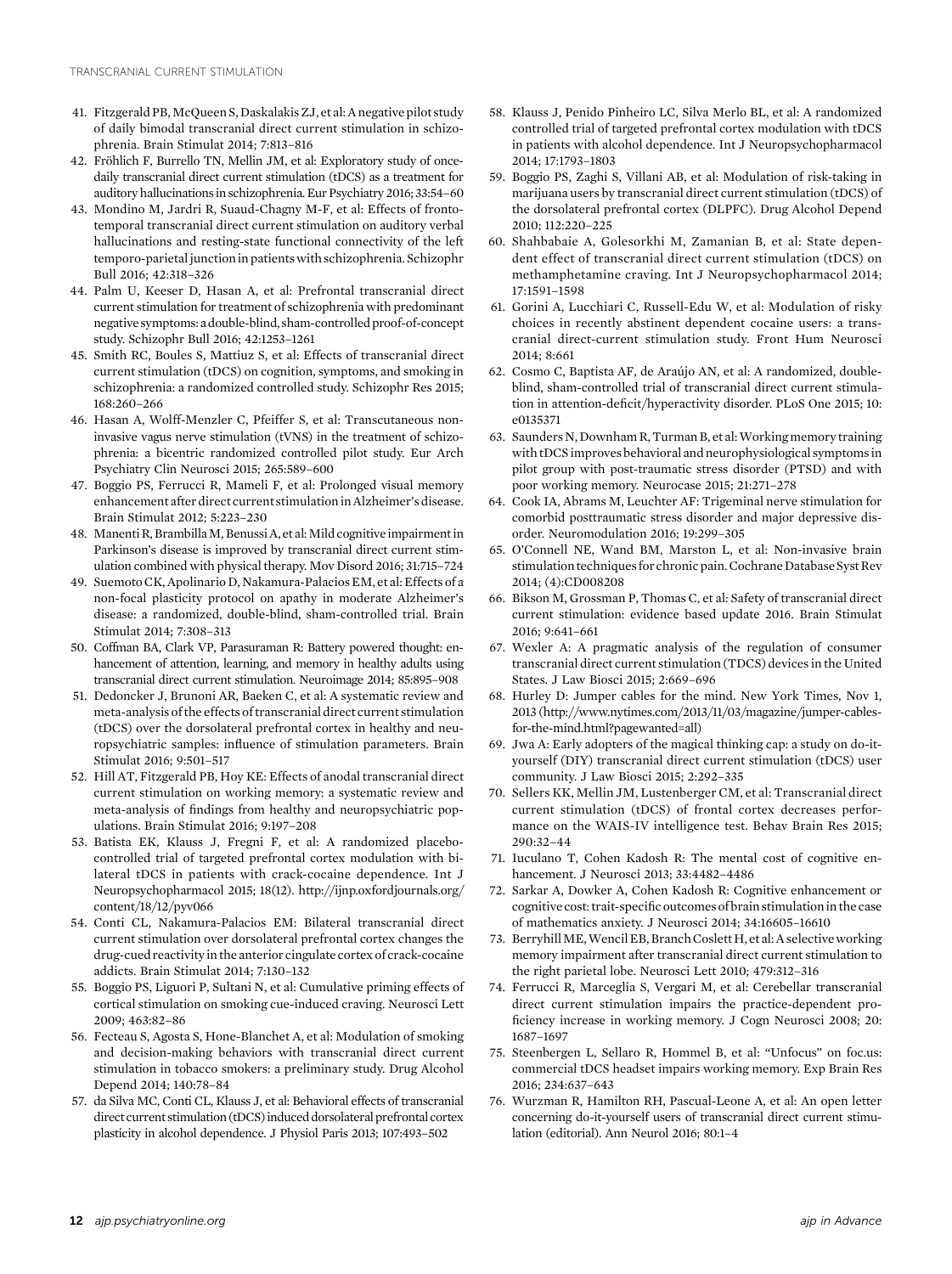41. Fitzgerald PB, McQueen S, Daskalakis ZJ, et al: A negative pilot study of daily bimodal transcranial direct current stimulation in schizophrenia. Brain Stimulat 2014; 7:813–816
42. Fröhlich F, Burrello TN, Mellin JM, et al: Exploratory study of once-daily transcranial direct current stimulation (tDCS) as a treatment for auditory hallucinations in schizophrenia. Eur Psychiatry 2016; 33:54–60
43. Mondino M, Jardri R, Suaud-Chagny M-F, et al: Effects of fronto-temporal transcranial direct current stimulation on auditory verbal hallucinations and resting-state functional connectivity of the left temporo-parietal junction in patients with schizophrenia. Schizophr Bull 2016; 42:318–326
44. Palm U, Keeser D, Hasan A, et al: Prefrontal transcranial direct current stimulation for treatment of schizophrenia with predominant negative symptoms: a double-blind, sham-controlled proof-of-concept study. Schizophr Bull 2016; 42:1253–1261
45. Smith RC, Boules S, Mattiuz S, et al: Effects of transcranial direct current stimulation (tDCS) on cognition, symptoms, and smoking in schizophrenia: a randomized controlled study. Schizophr Res 2015; 168:260–266
46. Hasan A, Wolff-Menzler C, Pfeiffer S, et al: Transcutaneous noninvasive vagus nerve stimulation (tVNS) in the treatment of schizophrenia: a bicentric randomized controlled pilot study. Eur Arch Psychiatry Clin Neurosci 2015; 265:589–600
47. Boggio PS, Ferrucci R, Mameli F, et al: Prolonged visual memory enhancement after direct current stimulation in Alzheimer's disease. Brain Stimulat 2012; 5:223–230
48. Manenti R, Brambilla M, Benussi A, et al: Mild cognitive impairment in Parkinson's disease is improved by transcranial direct current stimulation combined with physical therapy. Mov Disord 2016; 31:715–724
49. Suemoto CK, Apolinario D, Nakamura-Palacios EM, et al: Effects of a non-focal plasticity protocol on apathy in moderate Alzheimer's disease: a randomized, double-blind, sham-controlled trial. Brain Stimulat 2014; 7:308–313
50. Coffman BA, Clark VP, Parasuraman R: Battery powered thought: enhancement of attention, learning, and memory in healthy adults using transcranial direct current stimulation. Neuroimage 2014; 85:895–908
51. Dedoncker J, Brunoni AR, Baeken C, et al: A systematic review and meta-analysis of the effects of transcranial direct current stimulation (tDCS) over the dorsolateral prefrontal cortex in healthy and neuropsychiatric samples: influence of stimulation parameters. Brain Stimulat 2016; 9:501–517
52. Hill AT, Fitzgerald PB, Hoy KE: Effects of anodal transcranial direct current stimulation on working memory: a systematic review and meta-analysis of findings from healthy and neuropsychiatric populations. Brain Stimulat 2016; 9:197–208
53. Batista EK, Klauss J, Fregni F, et al: A randomized placebo-controlled trial of targeted prefrontal cortex modulation with bilateral tDCS in patients with crack-cocaine dependence. Int J Neuropsychopharmacol 2015; 18(12). http://ijnp.oxfordjournals.org/content/18/12/pyv066
54. Conti CL, Nakamura-Palacios EM: Bilateral transcranial direct current stimulation over dorsolateral prefrontal cortex changes the drug-cued reactivity in the anterior cingulate cortex of crack-cocaine addicts. Brain Stimulat 2014; 7:130–132
55. Boggio PS, Liguori P, Sultani N, et al: Cumulative priming effects of cortical stimulation on smoking cue-induced craving. Neurosci Lett 2009; 463:82–86
56. Fecteau S, Agosta S, Hone-Blanchet A, et al: Modulation of smoking and decision-making behaviors with transcranial direct current stimulation in tobacco smokers: a preliminary study. Drug Alcohol Depend 2014; 140:78–84
57. da Silva MC, Conti CL, Klauss J, et al: Behavioral effects of transcranial direct current stimulation (tDCS) induced dorsolateral prefrontal cortex plasticity in alcohol dependence. J Physiol Paris 2013; 107:493–502
58. Klauss J, Penido Pinheiro LC, Silva Merlo BL, et al: A randomized controlled trial of targeted prefrontal cortex modulation with tDCS in patients with alcohol dependence. Int J Neuropsychopharmacol 2014; 17:1793–1803
59. Boggio PS, Zaghi S, Villani AB, et al: Modulation of risk-taking in marijuana users by transcranial direct current stimulation (tDCS) of the dorsolateral prefrontal cortex (DLPFC). Drug Alcohol Depend 2010; 112:220–225
60. Shahbabaie A, Golesorkhi M, Zamanian B, et al: State dependent effect of transcranial direct current stimulation (tDCS) on methamphetamine craving. Int J Neuropsychopharmacol 2014; 17:1591–1598
61. Gorini A, Lucchiari C, Russell-Edu W, et al: Modulation of risky choices in recently abstinent dependent cocaine users: a transcranial direct-current stimulation study. Front Hum Neurosci 2014; 8:661
62. Cosmo C, Baptista AF, de Araújo AN, et al: A randomized, double-blind, sham-controlled trial of transcranial direct current stimulation in attention-deficit/hyperactivity disorder. PLoS One 2015; 10: e0135371
63. Saunders N, Downham R, Turman B, et al: Working memory training with tDCS improves behavioral and neurophysiological symptoms in pilot group with post-traumatic stress disorder (PTSD) and with poor working memory. Neurocase 2015; 21:271–278
64. Cook IA, Abrams M, Leuchter AF: Trigeminal nerve stimulation for comorbid posttraumatic stress disorder and major depressive disorder. Neuromodulation 2016; 19:299–305
65. O'Connell NE, Wand BM, Marston L, et al: Non-invasive brain stimulation techniques for chronic pain. Cochrane Database Syst Rev 2014; (4):CD008208
66. Bikson M, Grossman P, Thomas C, et al: Safety of transcranial direct current stimulation: evidence based update 2016. Brain Stimulat 2016; 9:641–661
67. Wexler A: A pragmatic analysis of the regulation of consumer transcranial direct current stimulation (TDCS) devices in the United States. J Law Biosci 2015; 2:669–696
68. Hurley D: Jumper cables for the mind. New York Times, Nov 1, 2013 (http://www.nytimes.com/2013/11/03/magazine/jumper-cables-for-the-mind.html?pagewanted=all)
69. Jwa A: Early adopters of the magical thinking cap: a study on do-it-yourself (DIY) transcranial direct current stimulation (tDCS) user community. J Law Biosci 2015; 2:292–335
70. Sellers KK, Mellin JM, Lustenberger CM, et al: Transcranial direct current stimulation (tDCS) of frontal cortex decreases performance on the WAIS-IV intelligence test. Behav Brain Res 2015; 290:32–44
71. Iuculano T, Cohen Kadosh R: The mental cost of cognitive enhancement. J Neurosci 2013; 33:4482–4486
72. Sarkar A, Dowker A, Cohen Kadosh R: Cognitive enhancement or cognitive cost: trait-specific outcomes of brain stimulation in the case of mathematics anxiety. J Neurosci 2014; 34:16605–16610
73. Berryhill ME, Wencil EB, Branch Coslett H, et al: A selective working memory impairment after transcranial direct current stimulation to the right parietal lobe. Neurosci Lett 2010; 479:312–316
74. Ferrucci R, Marceglia S, Vergari M, et al: Cerebellar transcranial direct current stimulation impairs the practice-dependent proficiency increase in working memory. J Cogn Neurosci 2008; 20: 1687–1697
75. Steenbergen L, Sellaro R, Hommel B, et al: "Unfocus" on foc.us: commercial tDCS headset impairs working memory. Exp Brain Res 2016; 234:637–643
76. Wurzman R, Hamilton RH, Pascual-Leone A, et al: An open letter concerning do-it-yourself users of transcranial direct current stimulation (editorial). Ann Neurol 2016; 80:1–4